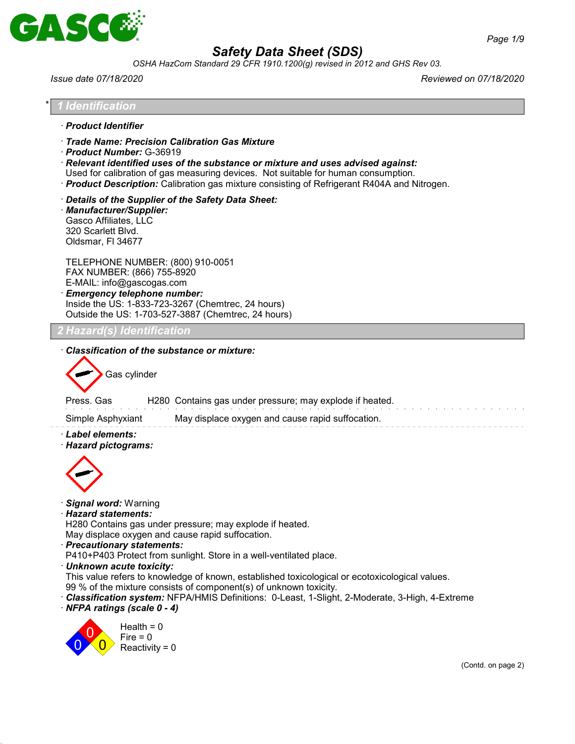# Safety Data Sheet (SDS)

OSHA HazCom Standard 29 CFR 1910.1200(g) revised in 2012 and GHS Rev 03.

Issue date 07/18/2020 | Reviewed on 07/18/2020

## * 1 Identification

· **Product Identifier**

· **Trade Name: Precision Calibration Gas Mixture**
· **Product Number:** G-36919
· **Relevant identified uses of the substance or mixture and uses advised against:**
Used for calibration of gas measuring devices. Not suitable for human consumption.
· **Product Description:** Calibration gas mixture consisting of Refrigerant R404A and Nitrogen.

· **Details of the Supplier of the Safety Data Sheet:**
· **Manufacturer/Supplier:**
Gasco Affiliates, LLC
320 Scarlett Blvd.
Oldsmar, Fl 34677

TELEPHONE NUMBER: (800) 910-0051
FAX NUMBER: (866) 755-8920
E-MAIL: info@gascogas.com
· **Emergency telephone number:**
Inside the US: 1-833-723-3267 (Chemtrec, 24 hours)
Outside the US: 1-703-527-3887 (Chemtrec, 24 hours)

## 2 Hazard(s) Identification

· **Classification of the substance or mixture:**

Gas cylinder

| | | |
|---|---|---|
| Press. Gas | H280 | Contains gas under pressure; may explode if heated. |
| Simple Asphyxiant | | May displace oxygen and cause rapid suffocation. |

· **Label elements:**
· **Hazard pictograms:**

· **Signal word:** Warning
· **Hazard statements:**
H280 Contains gas under pressure; may explode if heated.
May displace oxygen and cause rapid suffocation.
· **Precautionary statements:**
P410+P403 Protect from sunlight. Store in a well-ventilated place.
· **Unknown acute toxicity:**
This value refers to knowledge of known, established toxicological or ecotoxicological values.
99 % of the mixture consists of component(s) of unknown toxicity.
· **Classification system:** NFPA/HMIS Definitions: 0-Least, 1-Slight, 2-Moderate, 3-High, 4-Extreme
· ***NFPA ratings (scale 0 - 4)***

Health = 0
Fire = 0
Reactivity = 0

(Contd. on page 2)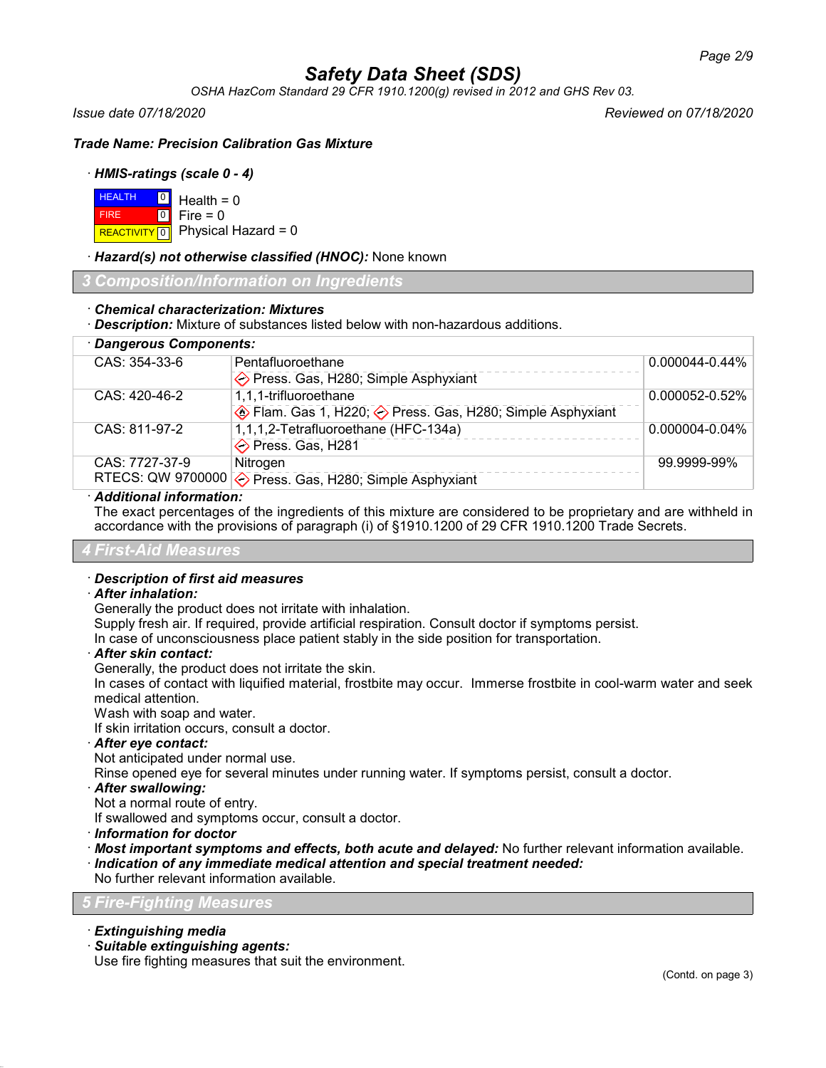# Safety Data Sheet (SDS)

*OSHA HazCom Standard 29 CFR 1910.1200(g) revised in 2012 and GHS Rev 03.*

*Issue date 07/18/2020* *Reviewed on 07/18/2020*

***Trade Name: Precision Calibration Gas Mixture***

· ***HMIS-ratings (scale 0 - 4)***

| | | |
|---|---|---|
| HEALTH | 0 | Health = 0 |
| FIRE | 0 | Fire = 0 |
| REACTIVITY | 0 | Physical Hazard = 0 |

· ***Hazard(s) not otherwise classified (HNOC):*** None known

## 3 Composition/Information on Ingredients

· ***Chemical characterization: Mixtures***
· ***Description:*** Mixture of substances listed below with non-hazardous additions.

| · Dangerous Components: | | |
|---|---|---|
| CAS: 354-33-6 | Pentafluoroethane<br>Press. Gas, H280; Simple Asphyxiant | 0.000044-0.44% |
| CAS: 420-46-2 | 1,1,1-trifluoroethane<br>Flam. Gas 1, H220; Press. Gas, H280; Simple Asphyxiant | 0.000052-0.52% |
| CAS: 811-97-2 | 1,1,1,2-Tetrafluoroethane (HFC-134a)<br>Press. Gas, H281 | 0.000004-0.04% |
| CAS: 7727-37-9<br>RTECS: QW 9700000 | Nitrogen<br>Press. Gas, H280; Simple Asphyxiant | 99.9999-99% |

· ***Additional information:***
The exact percentages of the ingredients of this mixture are considered to be proprietary and are withheld in accordance with the provisions of paragraph (i) of §1910.1200 of 29 CFR 1910.1200 Trade Secrets.

## 4 First-Aid Measures

· ***Description of first aid measures***
· ***After inhalation:***
Generally the product does not irritate with inhalation.
Supply fresh air. If required, provide artificial respiration. Consult doctor if symptoms persist.
In case of unconsciousness place patient stably in the side position for transportation.
· ***After skin contact:***
Generally, the product does not irritate the skin.
In cases of contact with liquified material, frostbite may occur. Immerse frostbite in cool-warm water and seek medical attention.
Wash with soap and water.
If skin irritation occurs, consult a doctor.
· ***After eye contact:***
Not anticipated under normal use.
Rinse opened eye for several minutes under running water. If symptoms persist, consult a doctor.
· ***After swallowing:***
Not a normal route of entry.
If swallowed and symptoms occur, consult a doctor.
· ***Information for doctor***
· ***Most important symptoms and effects, both acute and delayed:*** No further relevant information available.
· ***Indication of any immediate medical attention and special treatment needed:***
No further relevant information available.

## 5 Fire-Fighting Measures

· ***Extinguishing media***
· ***Suitable extinguishing agents:***
Use fire fighting measures that suit the environment.

(Contd. on page 3)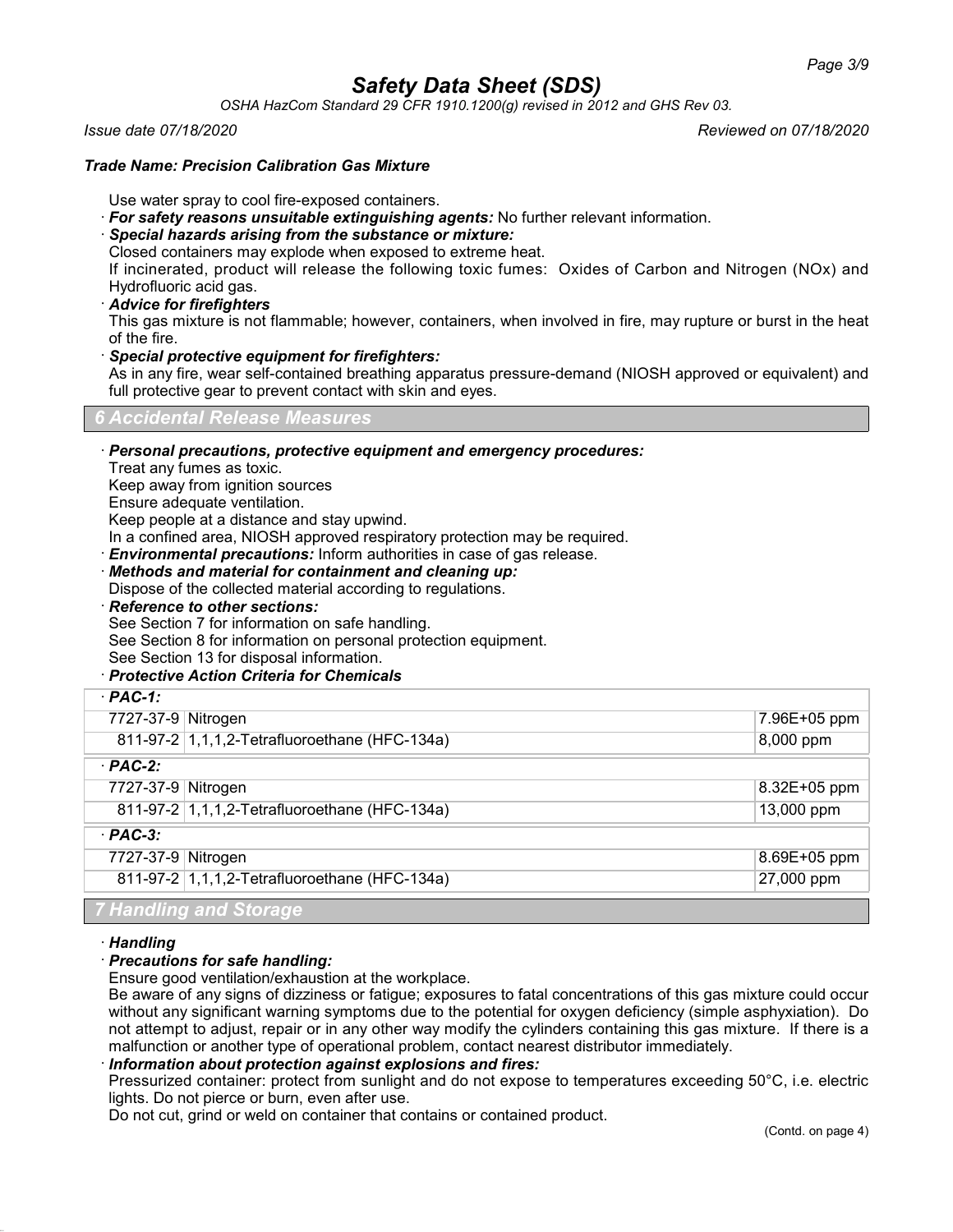Use water spray to cool fire-exposed containers.

· ***For safety reasons unsuitable extinguishing agents:*** No further relevant information.

· ***Special hazards arising from the substance or mixture:***

Closed containers may explode when exposed to extreme heat.

If incinerated, product will release the following toxic fumes: Oxides of Carbon and Nitrogen (NOx) and Hydrofluoric acid gas.

· ***Advice for firefighters***

This gas mixture is not flammable; however, containers, when involved in fire, may rupture or burst in the heat of the fire.

· ***Special protective equipment for firefighters:***

As in any fire, wear self-contained breathing apparatus pressure-demand (NIOSH approved or equivalent) and full protective gear to prevent contact with skin and eyes.

## 6 Accidental Release Measures

· ***Personal precautions, protective equipment and emergency procedures:***

Treat any fumes as toxic.
Keep away from ignition sources
Ensure adequate ventilation.
Keep people at a distance and stay upwind.
In a confined area, NIOSH approved respiratory protection may be required.

· ***Environmental precautions:*** Inform authorities in case of gas release.

· ***Methods and material for containment and cleaning up:***

Dispose of the collected material according to regulations.

· ***Reference to other sections:***

See Section 7 for information on safe handling.
See Section 8 for information on personal protection equipment.
See Section 13 for disposal information.

· ***Protective Action Criteria for Chemicals***

| · ***PAC-1:*** | | |
|---|---|---|
| 7727-37-9 | Nitrogen | 7.96E+05 ppm |
| 811-97-2 | 1,1,1,2-Tetrafluoroethane (HFC-134a) | 8,000 ppm |
| · ***PAC-2:*** | | |
| 7727-37-9 | Nitrogen | 8.32E+05 ppm |
| 811-97-2 | 1,1,1,2-Tetrafluoroethane (HFC-134a) | 13,000 ppm |
| · ***PAC-3:*** | | |
| 7727-37-9 | Nitrogen | 8.69E+05 ppm |
| 811-97-2 | 1,1,1,2-Tetrafluoroethane (HFC-134a) | 27,000 ppm |

## 7 Handling and Storage

· ***Handling***

· ***Precautions for safe handling:***

Ensure good ventilation/exhaustion at the workplace.

Be aware of any signs of dizziness or fatigue; exposures to fatal concentrations of this gas mixture could occur without any significant warning symptoms due to the potential for oxygen deficiency (simple asphyxiation). Do not attempt to adjust, repair or in any other way modify the cylinders containing this gas mixture. If there is a malfunction or another type of operational problem, contact nearest distributor immediately.

· ***Information about protection against explosions and fires:***

Pressurized container: protect from sunlight and do not expose to temperatures exceeding 50°C, i.e. electric lights. Do not pierce or burn, even after use.

Do not cut, grind or weld on container that contains or contained product.

(Contd. on page 4)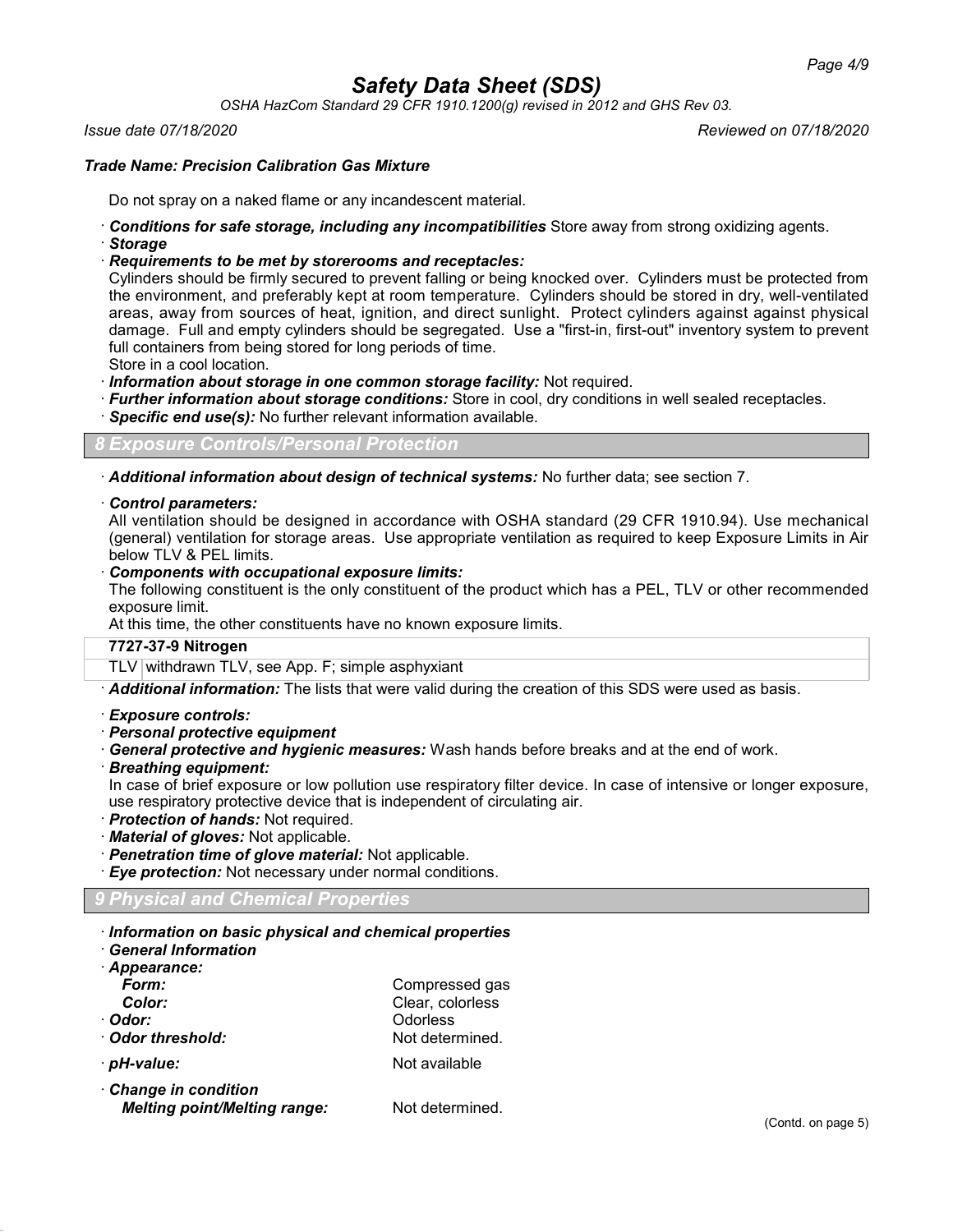**Trade Name: Precision Calibration Gas Mixture**

Do not spray on a naked flame or any incandescent material.

· ***Conditions for safe storage, including any incompatibilities*** Store away from strong oxidizing agents.
· ***Storage***
· ***Requirements to be met by storerooms and receptacles:***
Cylinders should be firmly secured to prevent falling or being knocked over. Cylinders must be protected from the environment, and preferably kept at room temperature. Cylinders should be stored in dry, well-ventilated areas, away from sources of heat, ignition, and direct sunlight. Protect cylinders against against physical damage. Full and empty cylinders should be segregated. Use a "first-in, first-out" inventory system to prevent full containers from being stored for long periods of time.
Store in a cool location.
· ***Information about storage in one common storage facility:*** Not required.
· ***Further information about storage conditions:*** Store in cool, dry conditions in well sealed receptacles.
· ***Specific end use(s):*** No further relevant information available.

## 8 Exposure Controls/Personal Protection

· ***Additional information about design of technical systems:*** No further data; see section 7.

· ***Control parameters:***
All ventilation should be designed in accordance with OSHA standard (29 CFR 1910.94). Use mechanical (general) ventilation for storage areas. Use appropriate ventilation as required to keep Exposure Limits in Air below TLV & PEL limits.
· ***Components with occupational exposure limits:***
The following constituent is the only constituent of the product which has a PEL, TLV or other recommended exposure limit.
At this time, the other constituents have no known exposure limits.

| **7727-37-9 Nitrogen** | |
|---|---|
| TLV | withdrawn TLV, see App. F; simple asphyxiant |

· ***Additional information:*** The lists that were valid during the creation of this SDS were used as basis.

· ***Exposure controls:***
· ***Personal protective equipment***
· ***General protective and hygienic measures:*** Wash hands before breaks and at the end of work.
· ***Breathing equipment:***
In case of brief exposure or low pollution use respiratory filter device. In case of intensive or longer exposure, use respiratory protective device that is independent of circulating air.
· ***Protection of hands:*** Not required.
· ***Material of gloves:*** Not applicable.
· ***Penetration time of glove material:*** Not applicable.
· ***Eye protection:*** Not necessary under normal conditions.

## 9 Physical and Chemical Properties

· ***Information on basic physical and chemical properties***
· ***General Information***
· ***Appearance:***
  ***Form:*** Compressed gas
  ***Color:*** Clear, colorless
· ***Odor:*** Odorless
· ***Odor threshold:*** Not determined.

· ***pH-value:*** Not available

· ***Change in condition***
  ***Melting point/Melting range:*** Not determined.

(Contd. on page 5)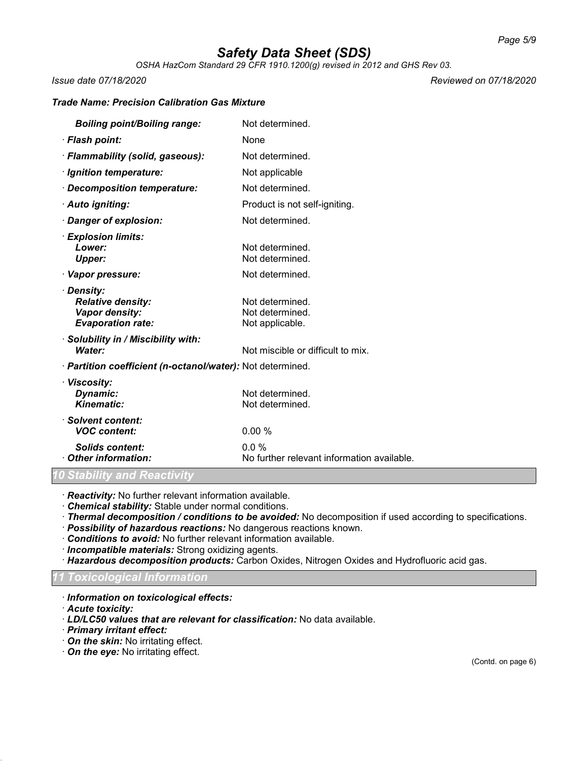| | |
|---|---|
| *Boiling point/Boiling range:* | Not determined. |
| · **Flash point:** | None |
| · **Flammability (solid, gaseous):** | Not determined. |
| · **Ignition temperature:** | Not applicable |
| · **Decomposition temperature:** | Not determined. |
| · **Auto igniting:** | Product is not self-igniting. |
| · **Danger of explosion:** | Not determined. |
| · **Explosion limits:** | |
| *Lower:* | Not determined. |
| *Upper:* | Not determined. |
| · **Vapor pressure:** | Not determined. |
| · **Density:** | |
| *Relative density:* | Not determined. |
| *Vapor density:* | Not determined. |
| *Evaporation rate:* | Not applicable. |
| · **Solubility in / Miscibility with:** | |
| *Water:* | Not miscible or difficult to mix. |
| · **Partition coefficient (n-octanol/water):** | Not determined. |
| · **Viscosity:** | |
| *Dynamic:* | Not determined. |
| *Kinematic:* | Not determined. |
| · **Solvent content:** | |
| *VOC content:* | 0.00 % |
| *Solids content:* | 0.0 % |
| · **Other information:** | No further relevant information available. |

## 10 Stability and Reactivity

- **Reactivity:** No further relevant information available.
- **Chemical stability:** Stable under normal conditions.
- **Thermal decomposition / conditions to be avoided:** No decomposition if used according to specifications.
- **Possibility of hazardous reactions:** No dangerous reactions known.
- **Conditions to avoid:** No further relevant information available.
- **Incompatible materials:** Strong oxidizing agents.
- **Hazardous decomposition products:** Carbon Oxides, Nitrogen Oxides and Hydrofluoric acid gas.

## 11 Toxicological Information

- **Information on toxicological effects:**
- **Acute toxicity:**
- **LD/LC50 values that are relevant for classification:** No data available.
- **Primary irritant effect:**
- **On the skin:** No irritating effect.
- **On the eye:** No irritating effect.

(Contd. on page 6)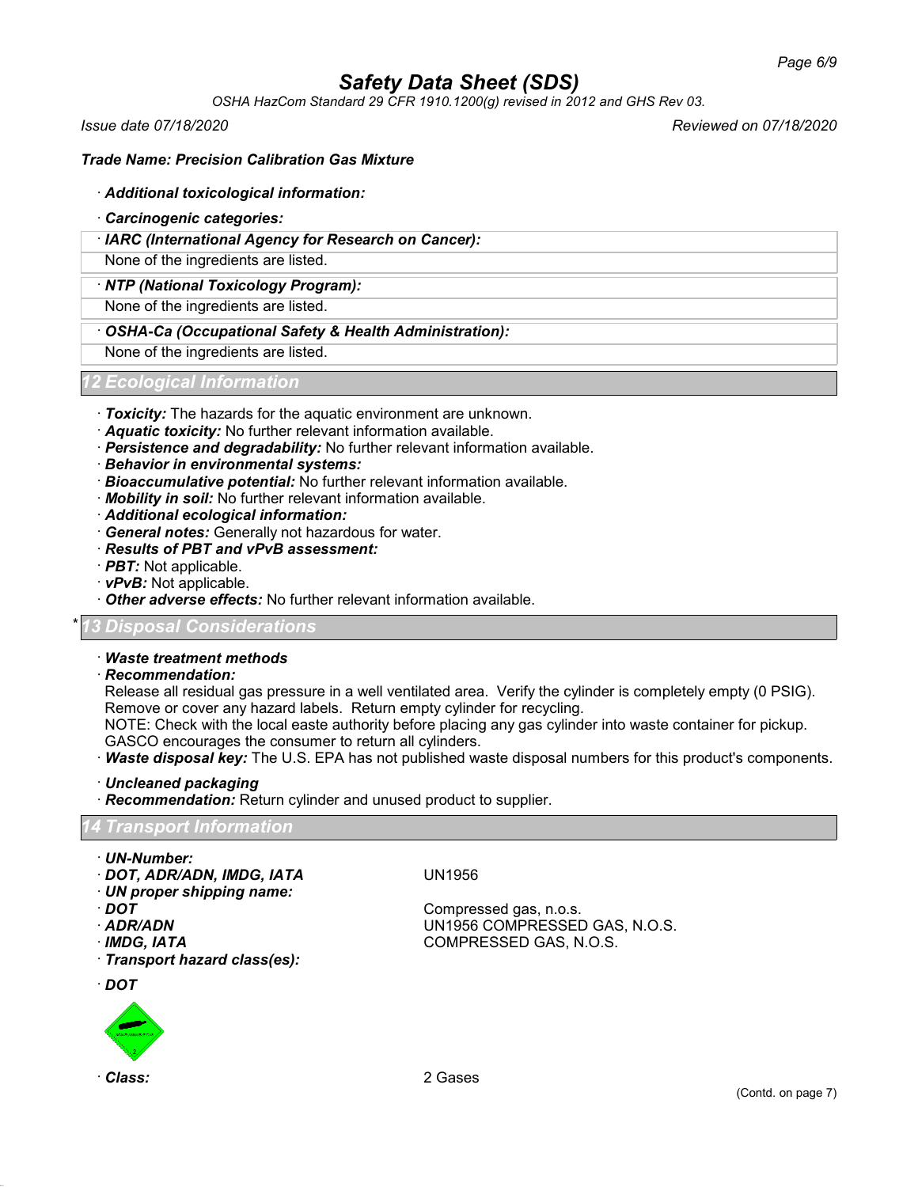**Trade Name: Precision Calibration Gas Mixture**

· **Additional toxicological information:**

· **Carcinogenic categories:**

| · IARC (International Agency for Research on Cancer): |
| --- |
| None of the ingredients are listed. |

| · NTP (National Toxicology Program): |
| --- |
| None of the ingredients are listed. |

| · OSHA-Ca (Occupational Safety & Health Administration): |
| --- |
| None of the ingredients are listed. |

## 12 Ecological Information

· **Toxicity:** The hazards for the aquatic environment are unknown.
· **Aquatic toxicity:** No further relevant information available.
· **Persistence and degradability:** No further relevant information available.
· **Behavior in environmental systems:**
· **Bioaccumulative potential:** No further relevant information available.
· **Mobility in soil:** No further relevant information available.
· **Additional ecological information:**
· **General notes:** Generally not hazardous for water.
· **Results of PBT and vPvB assessment:**
· **PBT:** Not applicable.
· **vPvB:** Not applicable.
· **Other adverse effects:** No further relevant information available.

## * 13 Disposal Considerations

· **Waste treatment methods**
· **Recommendation:**
Release all residual gas pressure in a well ventilated area. Verify the cylinder is completely empty (0 PSIG). Remove or cover any hazard labels. Return empty cylinder for recycling.
NOTE: Check with the local easte authority before placing any gas cylinder into waste container for pickup. GASCO encourages the consumer to return all cylinders.
· **Waste disposal key:** The U.S. EPA has not published waste disposal numbers for this product's components.

· **Uncleaned packaging**
· **Recommendation:** Return cylinder and unused product to supplier.

## 14 Transport Information

· **UN-Number:**
· **DOT, ADR/ADN, IMDG, IATA** UN1956
· **UN proper shipping name:**
· **DOT** Compressed gas, n.o.s.
· **ADR/ADN** UN1956 COMPRESSED GAS, N.O.S.
· **IMDG, IATA** COMPRESSED GAS, N.O.S.
· **Transport hazard class(es):**

· **DOT**

· **Class:** 2 Gases

(Contd. on page 7)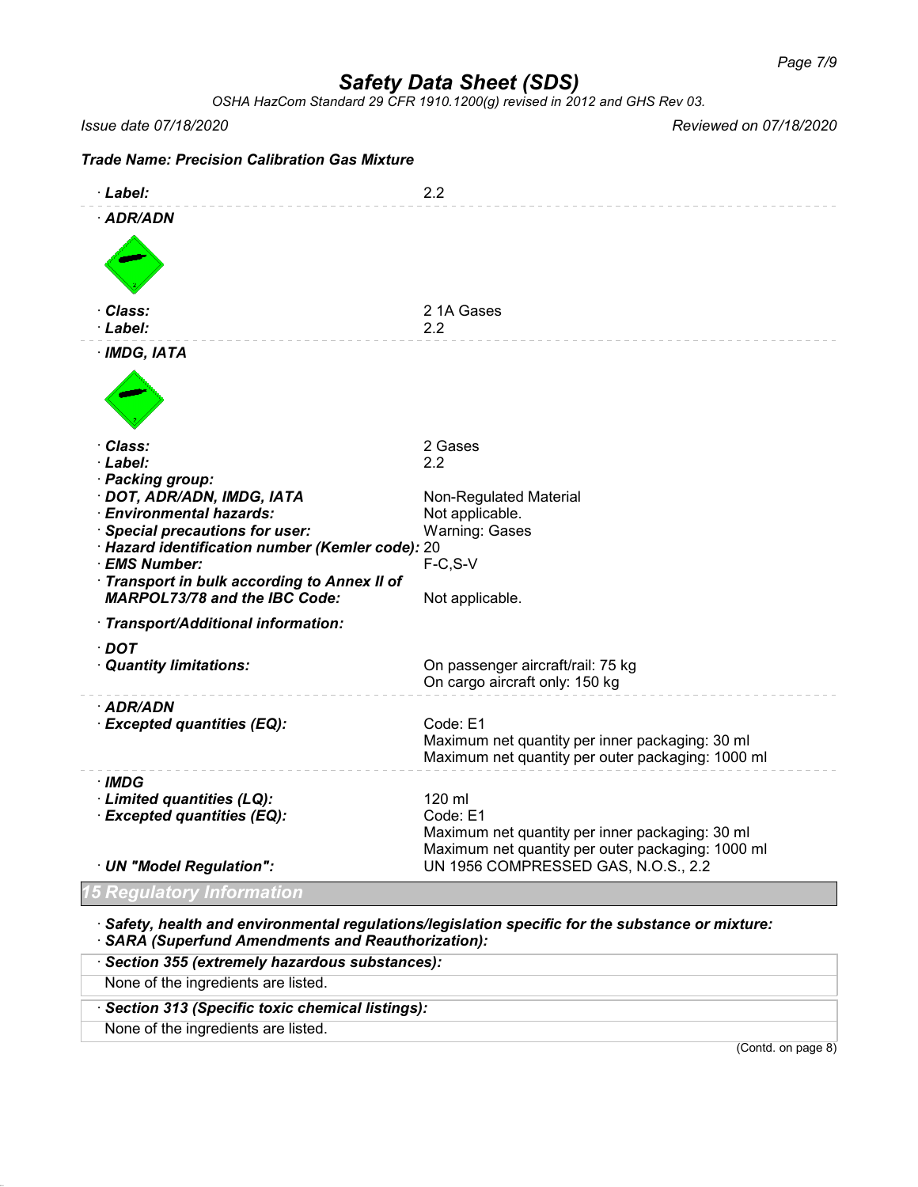**Trade Name: Precision Calibration Gas Mixture**

· **Label:** 2.2

· **ADR/ADN**

· **Class:** 2 1A Gases
· **Label:** 2.2

· **IMDG, IATA**

· **Class:** 2 Gases
· **Label:** 2.2
· **Packing group:**
· **DOT, ADR/ADN, IMDG, IATA** Non-Regulated Material
· **Environmental hazards:** Not applicable.
· **Special precautions for user:** Warning: Gases
· **Hazard identification number (Kemler code):** 20
· **EMS Number:** F-C,S-V
· **Transport in bulk according to Annex II of MARPOL73/78 and the IBC Code:** Not applicable.

· **Transport/Additional information:**

· **DOT**
· **Quantity limitations:** On passenger aircraft/rail: 75 kg
On cargo aircraft only: 150 kg

· **ADR/ADN**
· **Excepted quantities (EQ):** Code: E1
Maximum net quantity per inner packaging: 30 ml
Maximum net quantity per outer packaging: 1000 ml

· **IMDG**
· **Limited quantities (LQ):** 120 ml
· **Excepted quantities (EQ):** Code: E1
Maximum net quantity per inner packaging: 30 ml
Maximum net quantity per outer packaging: 1000 ml
· **UN "Model Regulation":** UN 1956 COMPRESSED GAS, N.O.S., 2.2

## 15 Regulatory Information

· **Safety, health and environmental regulations/legislation specific for the substance or mixture:**
· **SARA (Superfund Amendments and Reauthorization):**

· **Section 355 (extremely hazardous substances):**
None of the ingredients are listed.

· **Section 313 (Specific toxic chemical listings):**
None of the ingredients are listed.

(Contd. on page 8)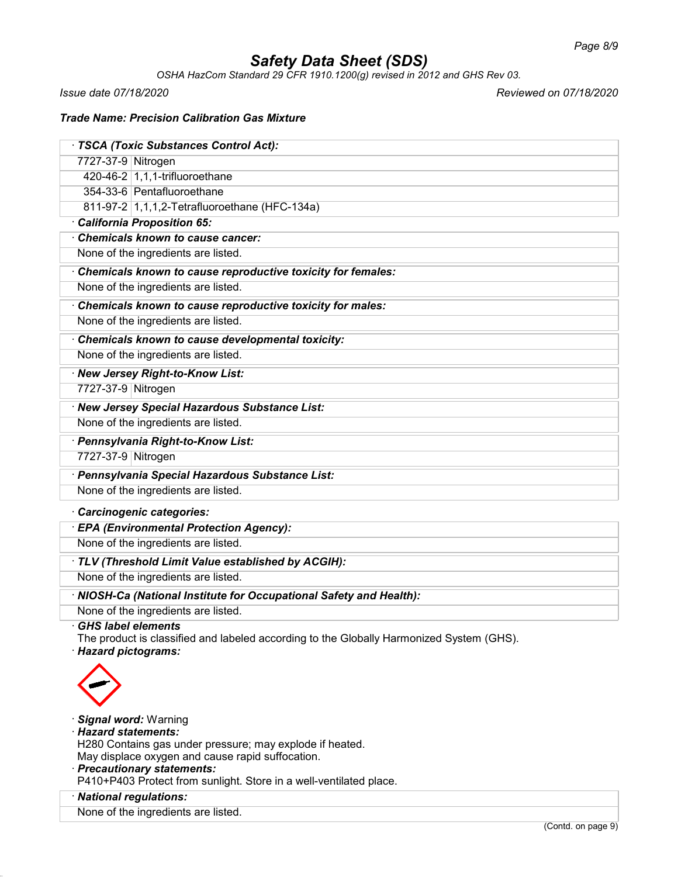**Trade Name: Precision Calibration Gas Mixture**

· **TSCA (Toxic Substances Control Act):**

| | |
|---|---|
| 7727-37-9 | Nitrogen |
| 420-46-2 | 1,1,1-trifluoroethane |
| 354-33-6 | Pentafluoroethane |
| 811-97-2 | 1,1,1,2-Tetrafluoroethane (HFC-134a) |

· **California Proposition 65:**

· **Chemicals known to cause cancer:**

None of the ingredients are listed.

· **Chemicals known to cause reproductive toxicity for females:**

None of the ingredients are listed.

· **Chemicals known to cause reproductive toxicity for males:**

None of the ingredients are listed.

· **Chemicals known to cause developmental toxicity:**

None of the ingredients are listed.

· **New Jersey Right-to-Know List:**

| | |
|---|---|
| 7727-37-9 | Nitrogen |

· **New Jersey Special Hazardous Substance List:**

None of the ingredients are listed.

· **Pennsylvania Right-to-Know List:**

| | |
|---|---|
| 7727-37-9 | Nitrogen |

· **Pennsylvania Special Hazardous Substance List:**

None of the ingredients are listed.

· **Carcinogenic categories:**

· **EPA (Environmental Protection Agency):**

None of the ingredients are listed.

· **TLV (Threshold Limit Value established by ACGIH):**

None of the ingredients are listed.

· **NIOSH-Ca (National Institute for Occupational Safety and Health):**

None of the ingredients are listed.

· **GHS label elements**

The product is classified and labeled according to the Globally Harmonized System (GHS).

· **Hazard pictograms:**

· **Signal word:** Warning

· **Hazard statements:**

H280 Contains gas under pressure; may explode if heated.

May displace oxygen and cause rapid suffocation.

· **Precautionary statements:**

P410+P403 Protect from sunlight. Store in a well-ventilated place.

· **National regulations:**

None of the ingredients are listed.

(Contd. on page 9)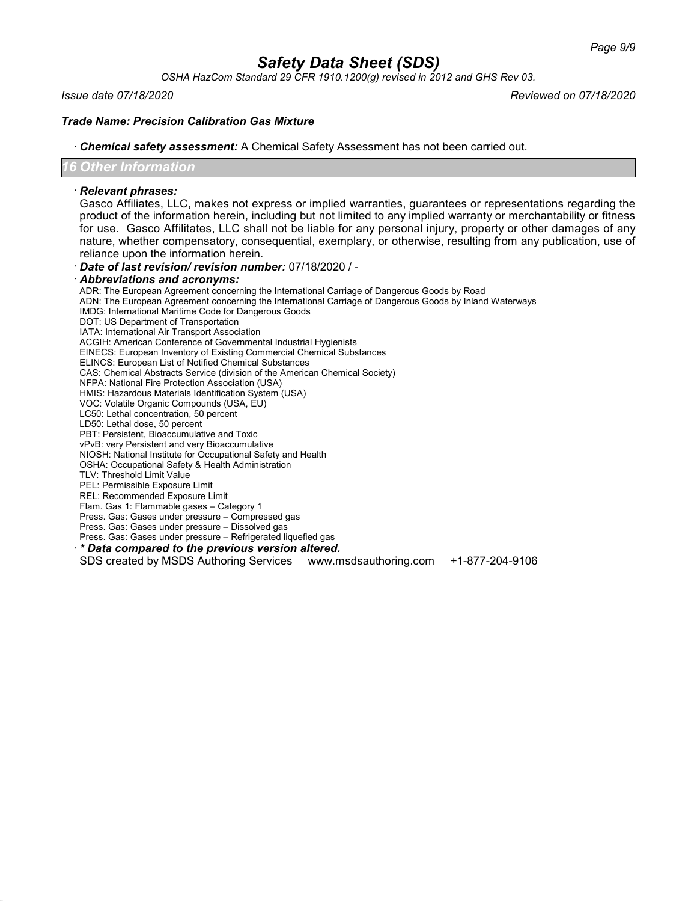## Trade Name: Precision Calibration Gas Mixture

· ***Chemical safety assessment:*** A Chemical Safety Assessment has not been carried out.

## 16 Other Information

· ***Relevant phrases:***
Gasco Affiliates, LLC, makes not express or implied warranties, guarantees or representations regarding the product of the information herein, including but not limited to any implied warranty or merchantability or fitness for use. Gasco Affilitates, LLC shall not be liable for any personal injury, property or other damages of any nature, whether compensatory, consequential, exemplary, or otherwise, resulting from any publication, use of reliance upon the information herein.

· ***Date of last revision/ revision number:*** 07/18/2020 / -

· ***Abbreviations and acronyms:***
ADR: The European Agreement concerning the International Carriage of Dangerous Goods by Road
ADN: The European Agreement concerning the International Carriage of Dangerous Goods by Inland Waterways
IMDG: International Maritime Code for Dangerous Goods
DOT: US Department of Transportation
IATA: International Air Transport Association
ACGIH: American Conference of Governmental Industrial Hygienists
EINECS: European Inventory of Existing Commercial Chemical Substances
ELINCS: European List of Notified Chemical Substances
CAS: Chemical Abstracts Service (division of the American Chemical Society)
NFPA: National Fire Protection Association (USA)
HMIS: Hazardous Materials Identification System (USA)
VOC: Volatile Organic Compounds (USA, EU)
LC50: Lethal concentration, 50 percent
LD50: Lethal dose, 50 percent
PBT: Persistent, Bioaccumulative and Toxic
vPvB: very Persistent and very Bioaccumulative
NIOSH: National Institute for Occupational Safety and Health
OSHA: Occupational Safety & Health Administration
TLV: Threshold Limit Value
PEL: Permissible Exposure Limit
REL: Recommended Exposure Limit
Flam. Gas 1: Flammable gases – Category 1
Press. Gas: Gases under pressure – Compressed gas
Press. Gas: Gases under pressure – Dissolved gas
Press. Gas: Gases under pressure – Refrigerated liquefied gas

· ***\* Data compared to the previous version altered.***
SDS created by MSDS Authoring Services www.msdsauthoring.com +1-877-204-9106